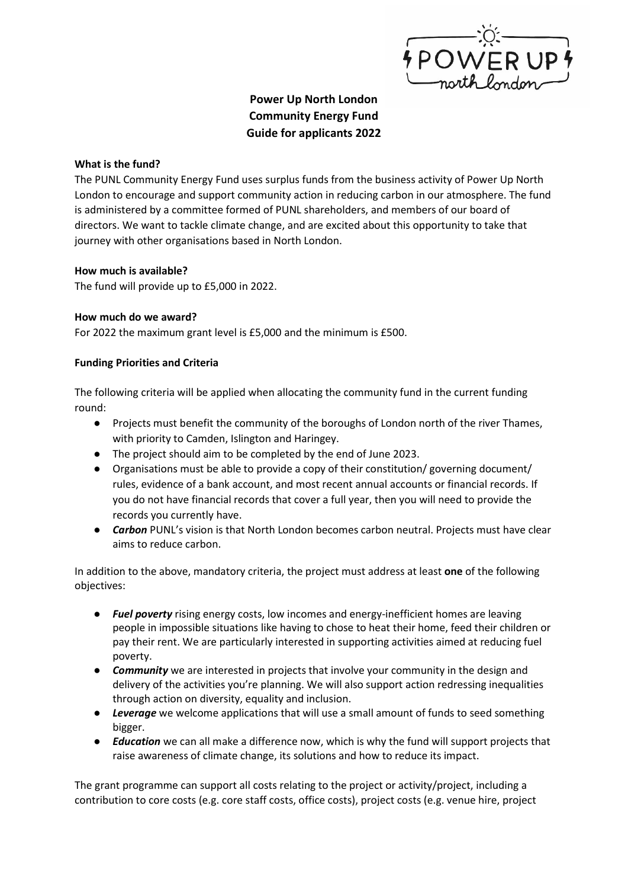**Power Up North London**
**Community Energy Fund**
**Guide for applicants 2022**

**What is the fund?**

The PUNL Community Energy Fund uses surplus funds from the business activity of Power Up North London to encourage and support community action in reducing carbon in our atmosphere. The fund is administered by a committee formed of PUNL shareholders, and members of our board of directors. We want to tackle climate change, and are excited about this opportunity to take that journey with other organisations based in North London.

**How much is available?**

The fund will provide up to £5,000 in 2022.

**How much do we award?**

For 2022 the maximum grant level is £5,000 and the minimum is £500.

**Funding Priorities and Criteria**

The following criteria will be applied when allocating the community fund in the current funding round:

- Projects must benefit the community of the boroughs of London north of the river Thames, with priority to Camden, Islington and Haringey.
- The project should aim to be completed by the end of June 2023.
- Organisations must be able to provide a copy of their constitution/ governing document/ rules, evidence of a bank account, and most recent annual accounts or financial records. If you do not have financial records that cover a full year, then you will need to provide the records you currently have.
- ***Carbon*** PUNL's vision is that North London becomes carbon neutral. Projects must have clear aims to reduce carbon.

In addition to the above, mandatory criteria, the project must address at least **one** of the following objectives:

- ***Fuel poverty*** rising energy costs, low incomes and energy-inefficient homes are leaving people in impossible situations like having to chose to heat their home, feed their children or pay their rent. We are particularly interested in supporting activities aimed at reducing fuel poverty.
- ***Community*** we are interested in projects that involve your community in the design and delivery of the activities you're planning. We will also support action redressing inequalities through action on diversity, equality and inclusion.
- ***Leverage*** we welcome applications that will use a small amount of funds to seed something bigger.
- ***Education*** we can all make a difference now, which is why the fund will support projects that raise awareness of climate change, its solutions and how to reduce its impact.

The grant programme can support all costs relating to the project or activity/project, including a contribution to core costs (e.g. core staff costs, office costs), project costs (e.g. venue hire, project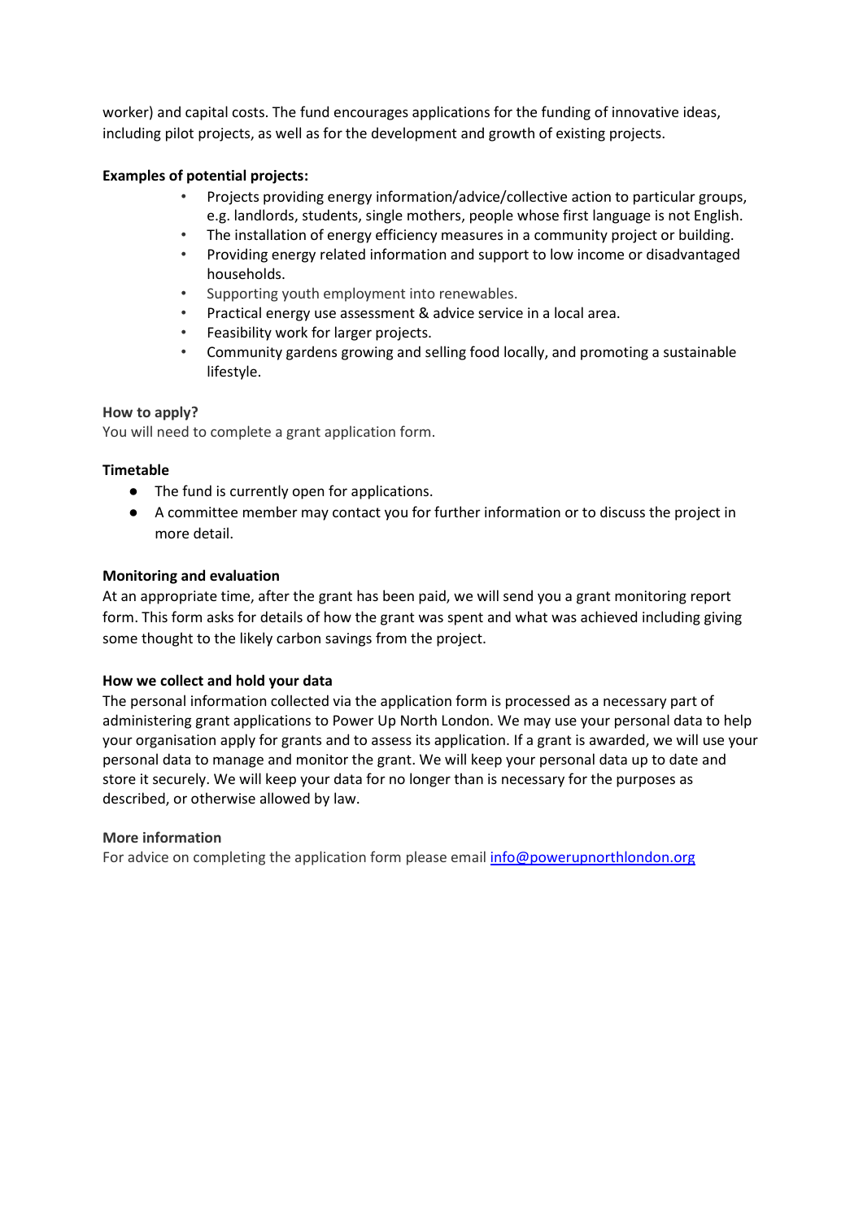worker) and capital costs. The fund encourages applications for the funding of innovative ideas, including pilot projects, as well as for the development and growth of existing projects.

**Examples of potential projects:**

- Projects providing energy information/advice/collective action to particular groups, e.g. landlords, students, single mothers, people whose first language is not English.
- The installation of energy efficiency measures in a community project or building.
- Providing energy related information and support to low income or disadvantaged households.
- Supporting youth employment into renewables.
- Practical energy use assessment & advice service in a local area.
- Feasibility work for larger projects.
- Community gardens growing and selling food locally, and promoting a sustainable lifestyle.

**How to apply?**

You will need to complete a grant application form.

**Timetable**

- The fund is currently open for applications.
- A committee member may contact you for further information or to discuss the project in more detail.

**Monitoring and evaluation**

At an appropriate time, after the grant has been paid, we will send you a grant monitoring report form. This form asks for details of how the grant was spent and what was achieved including giving some thought to the likely carbon savings from the project.

**How we collect and hold your data**

The personal information collected via the application form is processed as a necessary part of administering grant applications to Power Up North London. We may use your personal data to help your organisation apply for grants and to assess its application. If a grant is awarded, we will use your personal data to manage and monitor the grant. We will keep your personal data up to date and store it securely. We will keep your data for no longer than is necessary for the purposes as described, or otherwise allowed by law.

**More information**

For advice on completing the application form please email info@powerupnorthlondon.org